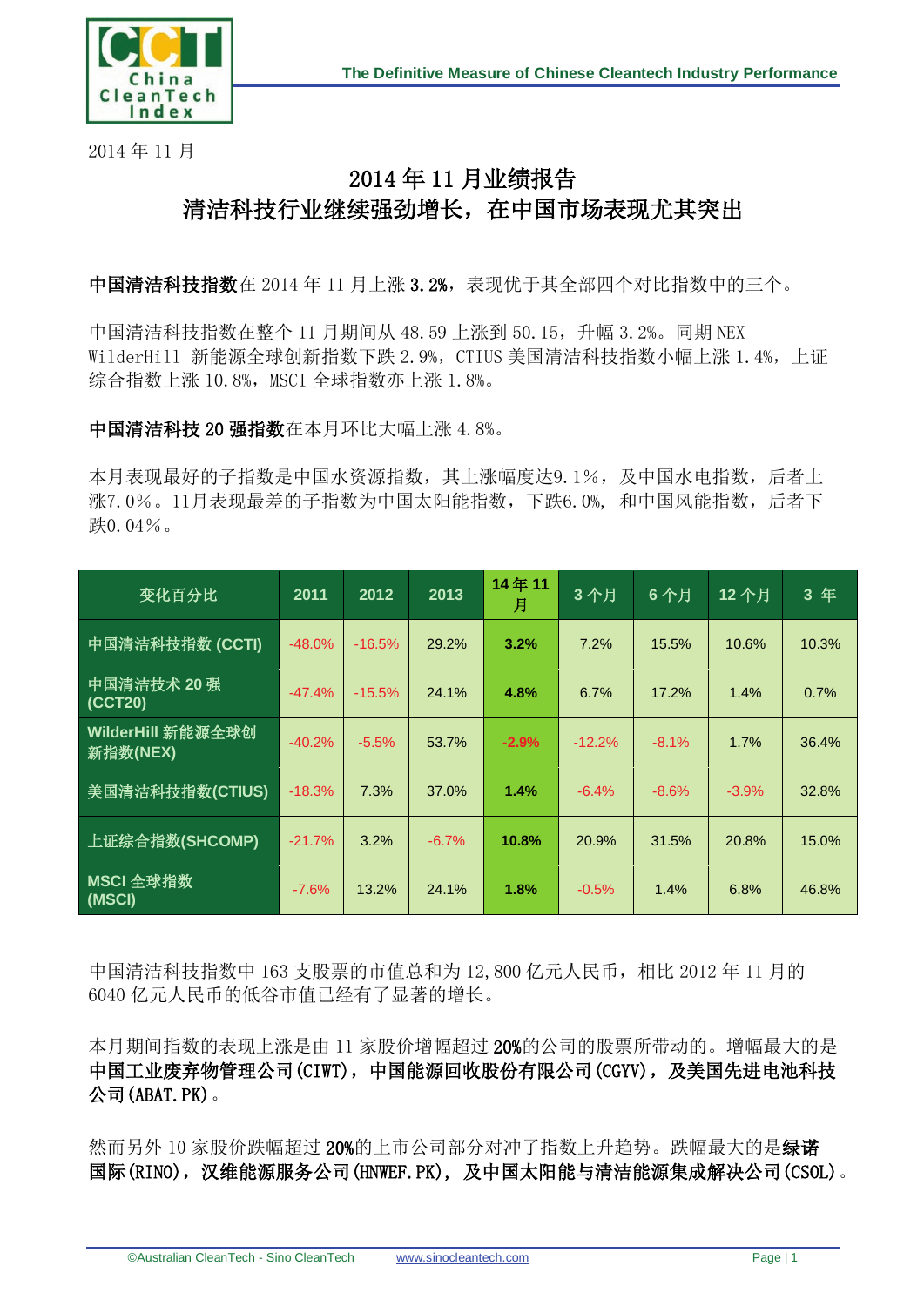2014 年 11 月

# 2014 年 11 月业绩报告
# 清洁科技行业继续强劲增长，在中国市场表现尤其突出

**中国清洁科技指数**在 2014 年 11 月上涨 **3.2%**，表现优于其全部四个对比指数中的三个。

中国清洁科技指数在整个 11 月期间从 48.59 上涨到 50.15，升幅 3.2%。同期 NEX WilderHill 新能源全球创新指数下跌 2.9%，CTIUS 美国清洁科技指数小幅上涨 1.4%，上证综合指数上涨 10.8%，MSCI 全球指数亦上涨 1.8%。

**中国清洁科技 20 强指数**在本月环比大幅上涨 4.8%。

本月表现最好的子指数是中国水资源指数，其上涨幅度达9.1%，及中国水电指数，后者上涨7.0%。11月表现最差的子指数为中国太阳能指数，下跌6.0%，和中国风能指数，后者下跌0.04%。

| 变化百分比 | 2011 | 2012 | 2013 | 14 年 11 月 | 3 个月 | 6 个月 | 12 个月 | 3 年 |
|---|---|---|---|---|---|---|---|---|
| 中国清洁科技指数 (CCTI) | -48.0% | -16.5% | 29.2% | **3.2%** | 7.2% | 15.5% | 10.6% | 10.3% |
| 中国清洁技术 20 强 (CCT20) | -47.4% | -15.5% | 24.1% | **4.8%** | 6.7% | 17.2% | 1.4% | 0.7% |
| WilderHill 新能源全球创新指数(NEX) | -40.2% | -5.5% | 53.7% | **-2.9%** | -12.2% | -8.1% | 1.7% | 36.4% |
| 美国清洁科技指数(CTIUS) | -18.3% | 7.3% | 37.0% | **1.4%** | -6.4% | -8.6% | -3.9% | 32.8% |
| 上证综合指数(SHCOMP) | -21.7% | 3.2% | -6.7% | **10.8%** | 20.9% | 31.5% | 20.8% | 15.0% |
| MSCI 全球指数 (MSCI) | -7.6% | 13.2% | 24.1% | **1.8%** | -0.5% | 1.4% | 6.8% | 46.8% |

中国清洁科技指数中 163 支股票的市值总和为 12,800 亿元人民币，相比 2012 年 11 月的 6040 亿元人民币的低谷市值已经有了显著的增长。

本月期间指数的表现上涨是由 11 家股价增幅超过 20%的公司的股票所带动的。增幅最大的是**中国工业废弃物管理公司(CIWT)，中国能源回收股份有限公司(CGYV)，及美国先进电池科技公司(ABAT.PK)**。

然而另外 10 家股价跌幅超过 20%的上市公司部分对冲了指数上升趋势。跌幅最大的是**绿诺国际(RINO)，汉维能源服务公司(HNWEF.PK)，及中国太阳能与清洁能源集成解决公司(CSOL)**。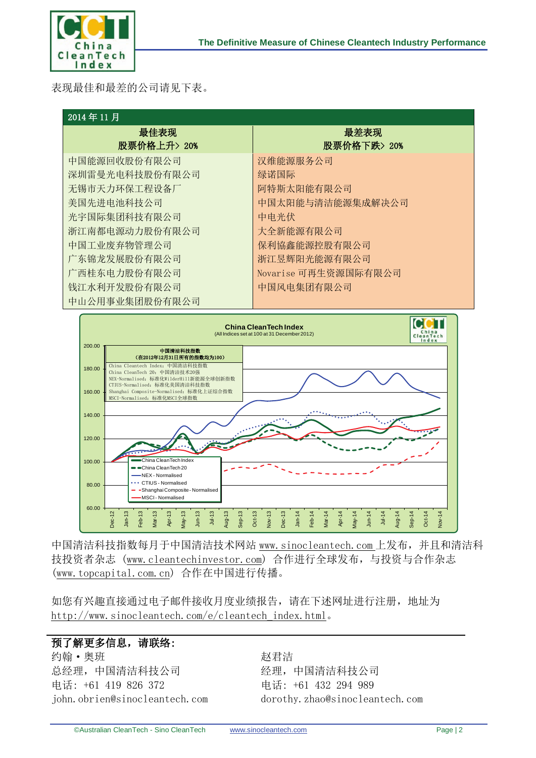表现最佳和最差的公司请见下表。

| 2014 年 11 月 | |
|---|---|
| **最佳表现 股票价格上升> 20%** | **最差表现 股票价格下跌> 20%** |
| 中国能源回收股份有限公司 | 汉维能源服务公司 |
| 深圳雷曼光电科技股份有限公司 | 绿诺国际 |
| 无锡市天力环保工程设备厂 | 阿特斯太阳能有限公司 |
| 美国先进电池科技公司 | 中国太阳能与清洁能源集成解决公司 |
| 光宇国际集团科技有限公司 | 中电光伏 |
| 浙江南都电源动力股份有限公司 | 大全新能源有限公司 |
| 中国工业废弃物管理公司 | 保利協鑫能源控股有限公司 |
| 广东锦龙发展股份有限公司 | 浙江昱辉阳光能源有限公司 |
| 广西桂东电力股份有限公司 | Novarise 可再生资源国际有限公司 |
| 钱江水利开发股份有限公司 | 中国风电集团有限公司 |
| 中山公用事业集团股份有限公司 | |

China CleanTech Index
(All Indices set at 100 at 31 December 2012)

中国清洁科技指数
（在2012年12月31日所有的指数均为100）
China Cleantech Index：中国清洁科技指数
China CleanTech 20：中国清洁技术20强
NEX-Normalised：标准化WilderHill新能源全球创新指数
CTIUS-Normalised：标准化美国清洁科技指数
Shanghai Composite-Normalised：标准化上证综合指数
MSCI-Normalised：标准化MSCI全球指数

200.00
180.00
160.00
140.00
120.00
100.00
80.00
60.00

China CleanTech Index
China CleanTech 20
NEX - Normalised
CTIUS - Normalised
Shanghai Composite - Normalised
MSCI - Normalised

Dec-12 Jan-13 Feb-13 Mar-13 Apr-13 May-13 Jun-13 Jul-13 Aug-13 Sep-13 Oct-13 Nov-13 Dec-13 Jan-14 Feb-14 Mar-14 Apr-14 May-14 Jun-14 Jul-14 Aug-14 Sep-14 Oct-14 Nov-14

中国清洁科技指数每月于中国清洁技术网站 www.sinocleantech.com 上发布，并且和清洁科技投资者杂志（www.cleantechinvestor.com）合作进行全球发布，与投资与合作杂志（www.topcapital.com.cn）合作在中国进行传播。

如您有兴趣直接通过电子邮件接收月度业绩报告，请在下述网址进行注册，地址为 http://www.sinocleantech.com/e/cleantech_index.html。

**预了解更多信息，请联络：**

约翰·奥班
总经理，中国清洁科技公司
电话：+61 419 826 372
john.obrien@sinocleantech.com

赵君浩
经理，中国清洁科技公司
电话：+61 432 294 989
dorothy.zhao@sinocleantech.com